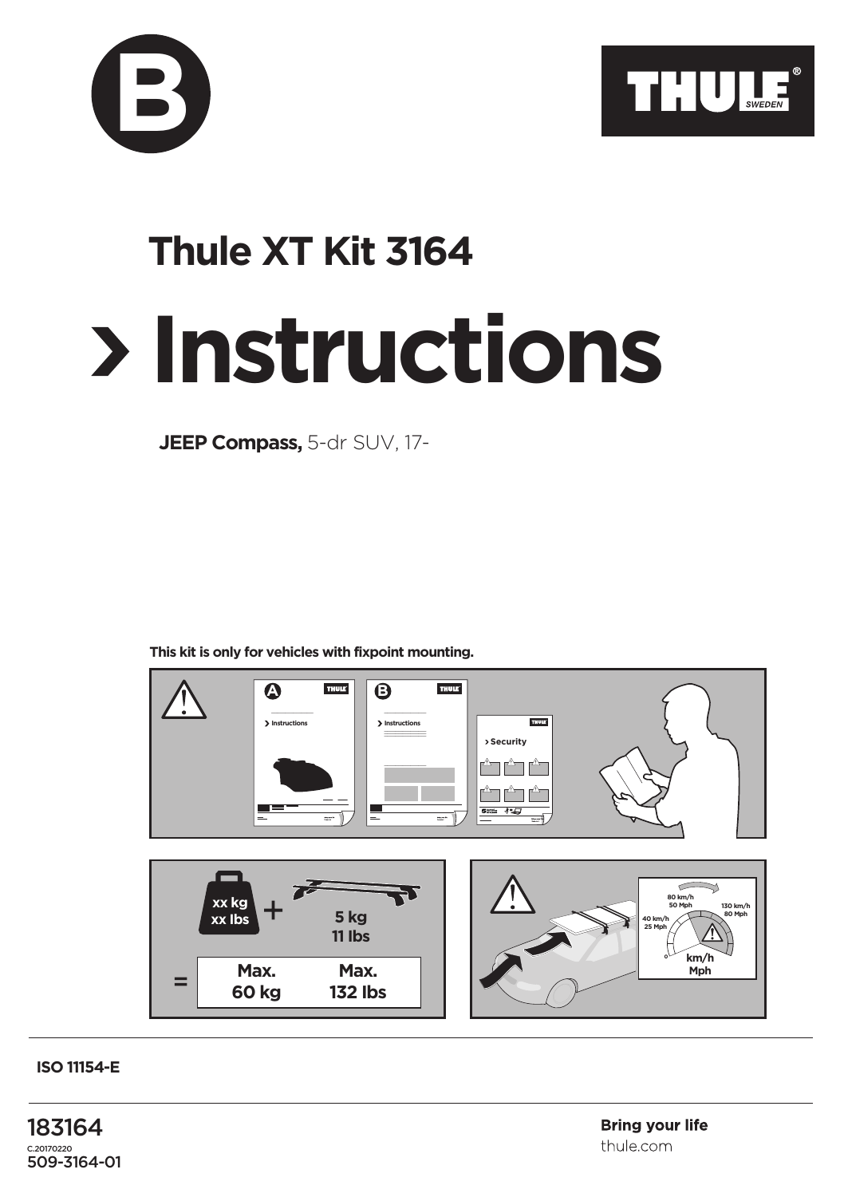B

THULE® SWEDEN

# Thule XT Kit 3164

# › Instructions

**JEEP Compass,** 5-dr SUV, 17-

**This kit is only for vehicles with fixpoint mounting.**

xx kg
xx lbs
+
5 kg
11 lbs
=
Max.
60 kg
Max.
132 lbs

80 km/h
50 Mph
40 km/h
25 Mph
130 km/h
80 Mph
km/h
Mph

**ISO 11154-E**

183164
C.20170220
509-3164-01

**Bring your life**
thule.com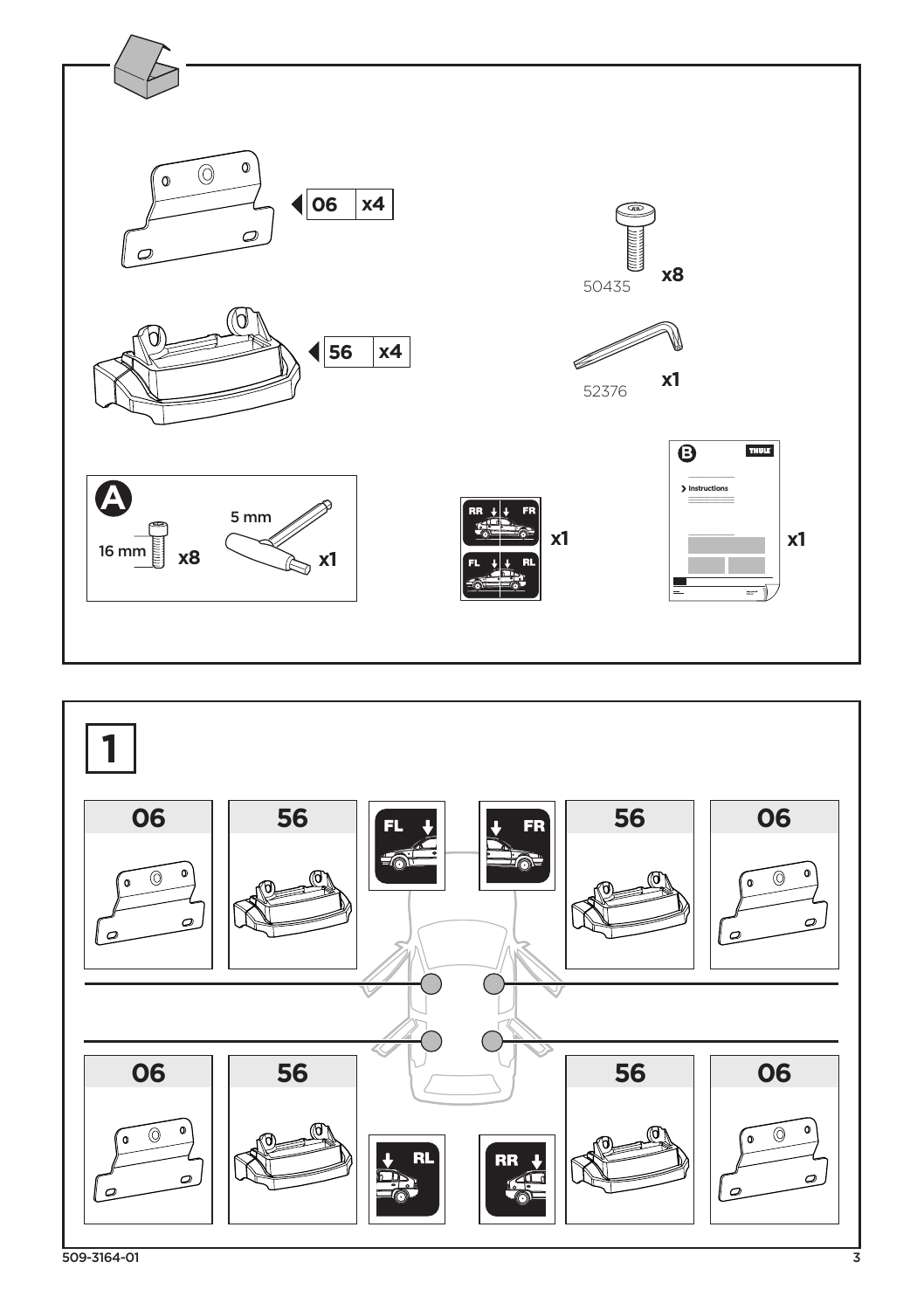06 x4

56 x4

50435 x8

52376 x1

**A**

16 mm x8

5 mm x1

RR FR / FL RL x1

**B**

Instructions

x1

## 1

| 06 | 56 | FL | FR | 56 | 06 |
|---|---|---|---|---|---|

| 06 | 56 | RL | RR | 56 | 06 |
|---|---|---|---|---|---|

509-3164-01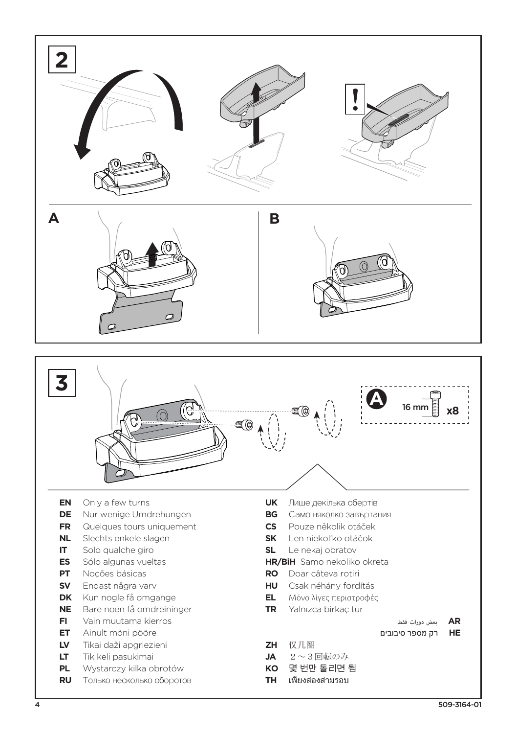## 2

**A**

**B**

## 3

**A** 16 mm x8

- **EN** Only a few turns
- **DE** Nur wenige Umdrehungen
- **FR** Quelques tours uniquement
- **NL** Slechts enkele slagen
- **IT** Solo qualche giro
- **ES** Sólo algunas vueltas
- **PT** Noções básicas
- **SV** Endast några varv
- **DK** Kun nogle få omgange
- **NE** Bare noen få omdreininger
- **FI** Vain muutama kierros
- **ET** Ainult mõni pööre
- **LV** Tikai daži apgriezieni
- **LT** Tik keli pasukimai
- **PL** Wystarczy kilka obrotów
- **RU** Только несколько оборотов
- **UK** Лише декілька обертів
- **BG** Само няколко завъртания
- **CS** Pouze několik otáček
- **SK** Len niekoľko otáčok
- **SL** Le nekaj obratov
- **HR/BiH** Samo nekoliko okreta
- **RO** Doar câteva rotiri
- **HU** Csak néhány fordítás
- **EL** Μόνο λίγες περιστροφές
- **TR** Yalnızca birkaç tur
- **AR** بعض دورات فقط
- **HE** רק מספר סיבובים
- **ZH** 仅几圈
- **JA** ２～３回転のみ
- **KO** 몇 번만 돌리면 됨
- **TH** เพียงสองสามรอบ

509-3164-01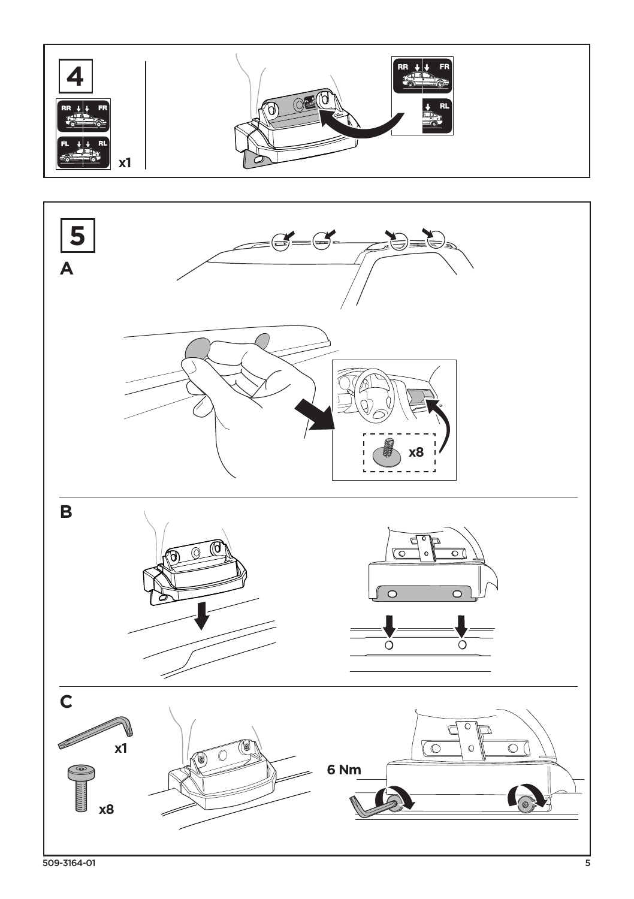**4**

RR FR

FL RL

x1

RR FR

RL

**5**

**A**

x8

**B**

**C**

x1

x8

6 Nm

509-3164-01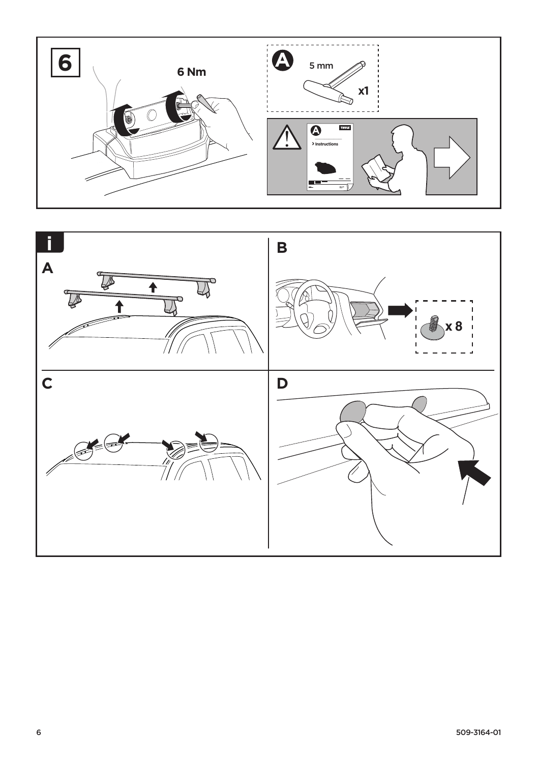**6**

6 Nm

**A** 5 mm

x1

**A** THULE

› Instructions

**i**

**A**

**B**

x 8

**C**

**D**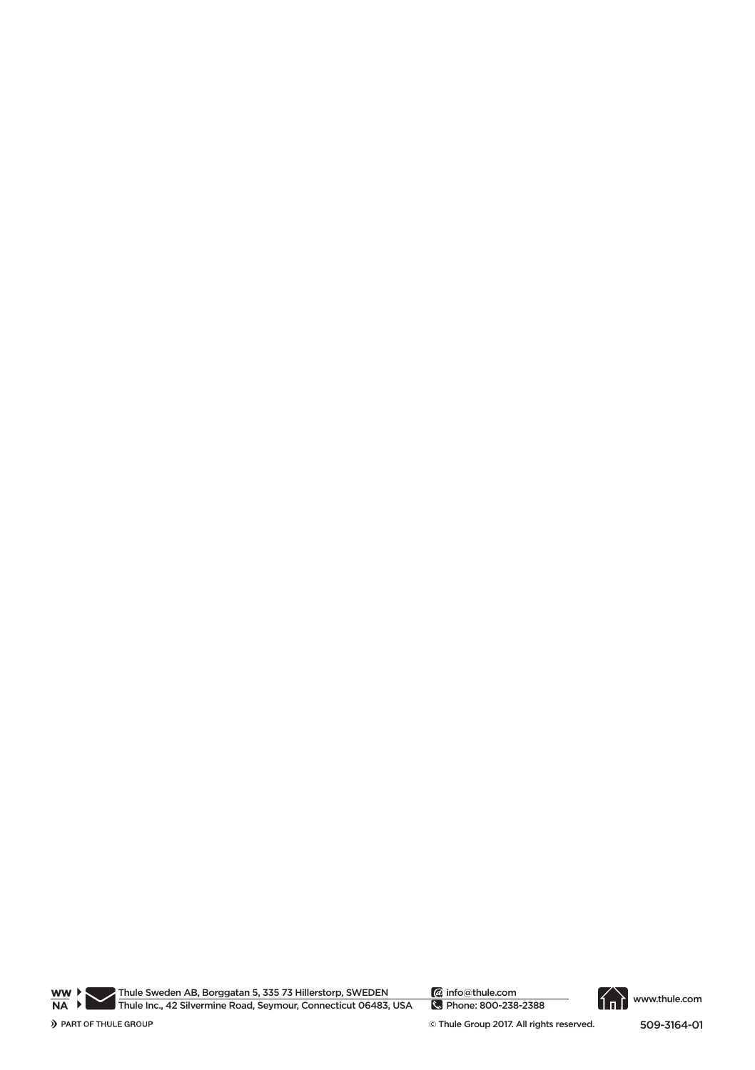WW Thule Sweden AB, Borggatan 5, 335 73 Hillerstorp, SWEDEN

NA Thule Inc., 42 Silvermine Road, Seymour, Connecticut 06483, USA

info@thule.com

Phone: 800-238-2388

www.thule.com

PART OF THULE GROUP

© Thule Group 2017. All rights reserved.

509-3164-01